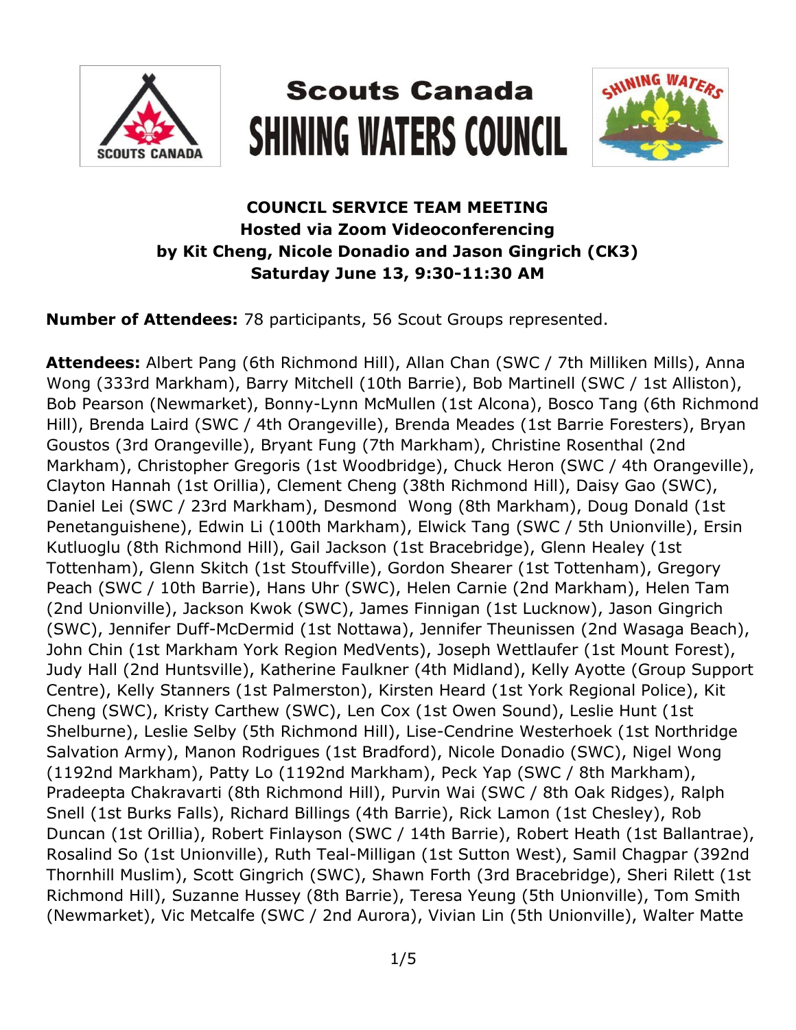# Scouts Canada
# SHINING WATERS COUNCIL

**COUNCIL SERVICE TEAM MEETING**
**Hosted via Zoom Videoconferencing**
**by Kit Cheng, Nicole Donadio and Jason Gingrich (CK3)**
**Saturday June 13, 9:30-11:30 AM**

**Number of Attendees:** 78 participants, 56 Scout Groups represented.

**Attendees:** Albert Pang (6th Richmond Hill), Allan Chan (SWC / 7th Milliken Mills), Anna Wong (333rd Markham), Barry Mitchell (10th Barrie), Bob Martinell (SWC / 1st Alliston), Bob Pearson (Newmarket), Bonny-Lynn McMullen (1st Alcona), Bosco Tang (6th Richmond Hill), Brenda Laird (SWC / 4th Orangeville), Brenda Meades (1st Barrie Foresters), Bryan Goustos (3rd Orangeville), Bryant Fung (7th Markham), Christine Rosenthal (2nd Markham), Christopher Gregoris (1st Woodbridge), Chuck Heron (SWC / 4th Orangeville), Clayton Hannah (1st Orillia), Clement Cheng (38th Richmond Hill), Daisy Gao (SWC), Daniel Lei (SWC / 23rd Markham), Desmond Wong (8th Markham), Doug Donald (1st Penetanguishene), Edwin Li (100th Markham), Elwick Tang (SWC / 5th Unionville), Ersin Kutluoglu (8th Richmond Hill), Gail Jackson (1st Bracebridge), Glenn Healey (1st Tottenham), Glenn Skitch (1st Stouffville), Gordon Shearer (1st Tottenham), Gregory Peach (SWC / 10th Barrie), Hans Uhr (SWC), Helen Carnie (2nd Markham), Helen Tam (2nd Unionville), Jackson Kwok (SWC), James Finnigan (1st Lucknow), Jason Gingrich (SWC), Jennifer Duff-McDermid (1st Nottawa), Jennifer Theunissen (2nd Wasaga Beach), John Chin (1st Markham York Region MedVents), Joseph Wettlaufer (1st Mount Forest), Judy Hall (2nd Huntsville), Katherine Faulkner (4th Midland), Kelly Ayotte (Group Support Centre), Kelly Stanners (1st Palmerston), Kirsten Heard (1st York Regional Police), Kit Cheng (SWC), Kristy Carthew (SWC), Len Cox (1st Owen Sound), Leslie Hunt (1st Shelburne), Leslie Selby (5th Richmond Hill), Lise-Cendrine Westerhoek (1st Northridge Salvation Army), Manon Rodrigues (1st Bradford), Nicole Donadio (SWC), Nigel Wong (1192nd Markham), Patty Lo (1192nd Markham), Peck Yap (SWC / 8th Markham), Pradeepta Chakravarti (8th Richmond Hill), Purvin Wai (SWC / 8th Oak Ridges), Ralph Snell (1st Burks Falls), Richard Billings (4th Barrie), Rick Lamon (1st Chesley), Rob Duncan (1st Orillia), Robert Finlayson (SWC / 14th Barrie), Robert Heath (1st Ballantrae), Rosalind So (1st Unionville), Ruth Teal-Milligan (1st Sutton West), Samil Chagpar (392nd Thornhill Muslim), Scott Gingrich (SWC), Shawn Forth (3rd Bracebridge), Sheri Rilett (1st Richmond Hill), Suzanne Hussey (8th Barrie), Teresa Yeung (5th Unionville), Tom Smith (Newmarket), Vic Metcalfe (SWC / 2nd Aurora), Vivian Lin (5th Unionville), Walter Matte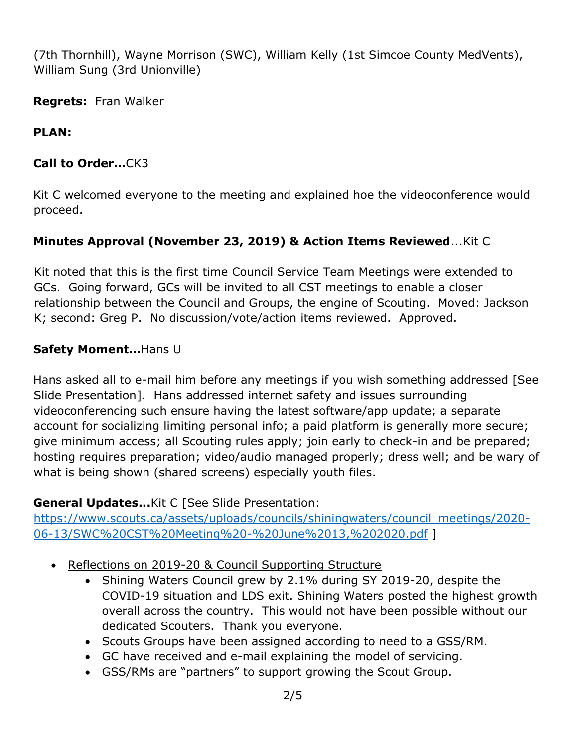(7th Thornhill), Wayne Morrison (SWC), William Kelly (1st Simcoe County MedVents), William Sung (3rd Unionville)

**Regrets:** Fran Walker

**PLAN:**

**Call to Order…**CK3

Kit C welcomed everyone to the meeting and explained hoe the videoconference would proceed.

**Minutes Approval (November 23, 2019) & Action Items Reviewed**…Kit C

Kit noted that this is the first time Council Service Team Meetings were extended to GCs. Going forward, GCs will be invited to all CST meetings to enable a closer relationship between the Council and Groups, the engine of Scouting. Moved: Jackson K; second: Greg P. No discussion/vote/action items reviewed. Approved.

**Safety Moment…**Hans U

Hans asked all to e-mail him before any meetings if you wish something addressed [See Slide Presentation]. Hans addressed internet safety and issues surrounding videoconferencing such ensure having the latest software/app update; a separate account for socializing limiting personal info; a paid platform is generally more secure; give minimum access; all Scouting rules apply; join early to check-in and be prepared; hosting requires preparation; video/audio managed properly; dress well; and be wary of what is being shown (shared screens) especially youth files.

**General Updates…**Kit C [See Slide Presentation: [https://www.scouts.ca/assets/uploads/councils/shiningwaters/council_meetings/2020-06-13/SWC%20CST%20Meeting%20-%20June%2013,%202020.pdf](https://www.scouts.ca/assets/uploads/councils/shiningwaters/council_meetings/2020-06-13/SWC%20CST%20Meeting%20-%20June%2013,%202020.pdf) ]

- Reflections on 2019-20 & Council Supporting Structure
  - Shining Waters Council grew by 2.1% during SY 2019-20, despite the COVID-19 situation and LDS exit. Shining Waters posted the highest growth overall across the country. This would not have been possible without our dedicated Scouters. Thank you everyone.
  - Scouts Groups have been assigned according to need to a GSS/RM.
  - GC have received and e-mail explaining the model of servicing.
  - GSS/RMs are "partners" to support growing the Scout Group.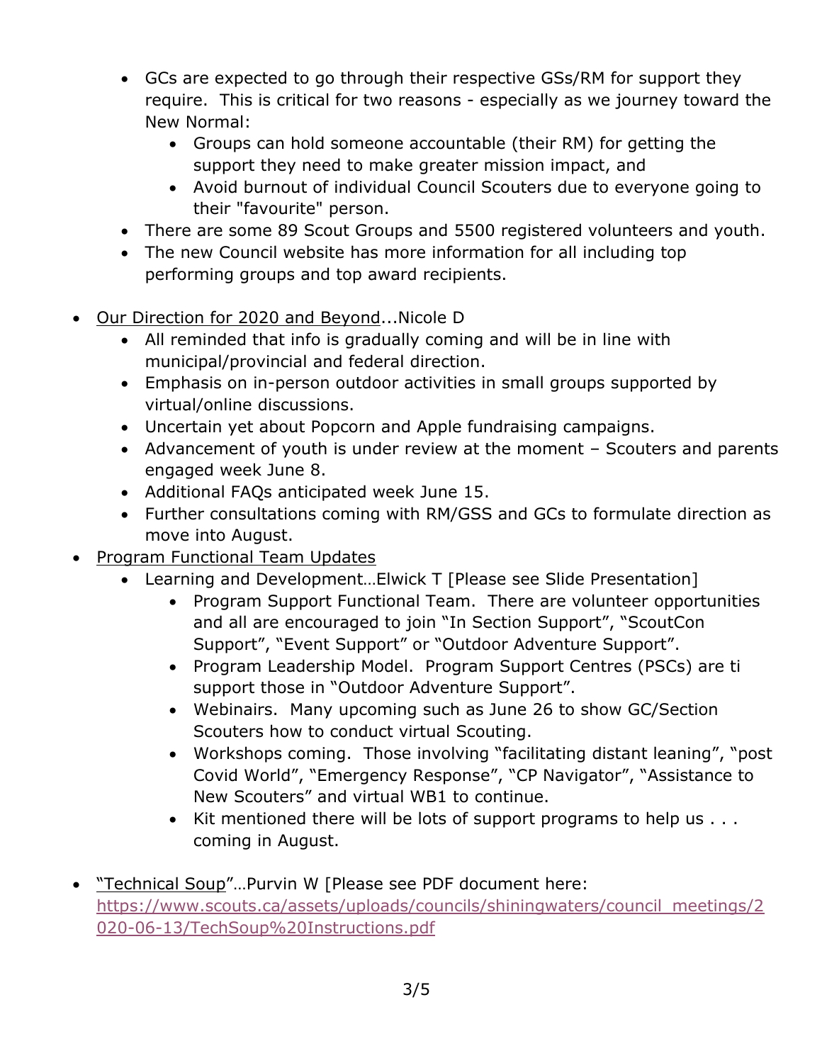- GCs are expected to go through their respective GSs/RM for support they require. This is critical for two reasons - especially as we journey toward the New Normal:
    - Groups can hold someone accountable (their RM) for getting the support they need to make greater mission impact, and
    - Avoid burnout of individual Council Scouters due to everyone going to their "favourite" person.
  - There are some 89 Scout Groups and 5500 registered volunteers and youth.
  - The new Council website has more information for all including top performing groups and top award recipients.

- <u>Our Direction for 2020 and Beyond</u>...Nicole D
  - All reminded that info is gradually coming and will be in line with municipal/provincial and federal direction.
  - Emphasis on in-person outdoor activities in small groups supported by virtual/online discussions.
  - Uncertain yet about Popcorn and Apple fundraising campaigns.
  - Advancement of youth is under review at the moment – Scouters and parents engaged week June 8.
  - Additional FAQs anticipated week June 15.
  - Further consultations coming with RM/GSS and GCs to formulate direction as move into August.
- <u>Program Functional Team Updates</u>
  - Learning and Development…Elwick T [Please see Slide Presentation]
    - Program Support Functional Team. There are volunteer opportunities and all are encouraged to join “In Section Support”, “ScoutCon Support”, “Event Support” or “Outdoor Adventure Support”.
    - Program Leadership Model. Program Support Centres (PSCs) are ti support those in “Outdoor Adventure Support”.
    - Webinairs. Many upcoming such as June 26 to show GC/Section Scouters how to conduct virtual Scouting.
    - Workshops coming. Those involving “facilitating distant leaning”, “post Covid World”, “Emergency Response”, “CP Navigator”, “Assistance to New Scouters” and virtual WB1 to continue.
    - Kit mentioned there will be lots of support programs to help us . . . coming in August.

- <u>“Technical Soup</u>”…Purvin W [Please see PDF document here: [https://www.scouts.ca/assets/uploads/councils/shiningwaters/council_meetings/2020-06-13/TechSoup%20Instructions.pdf](https://www.scouts.ca/assets/uploads/councils/shiningwaters/council_meetings/2020-06-13/TechSoup%20Instructions.pdf)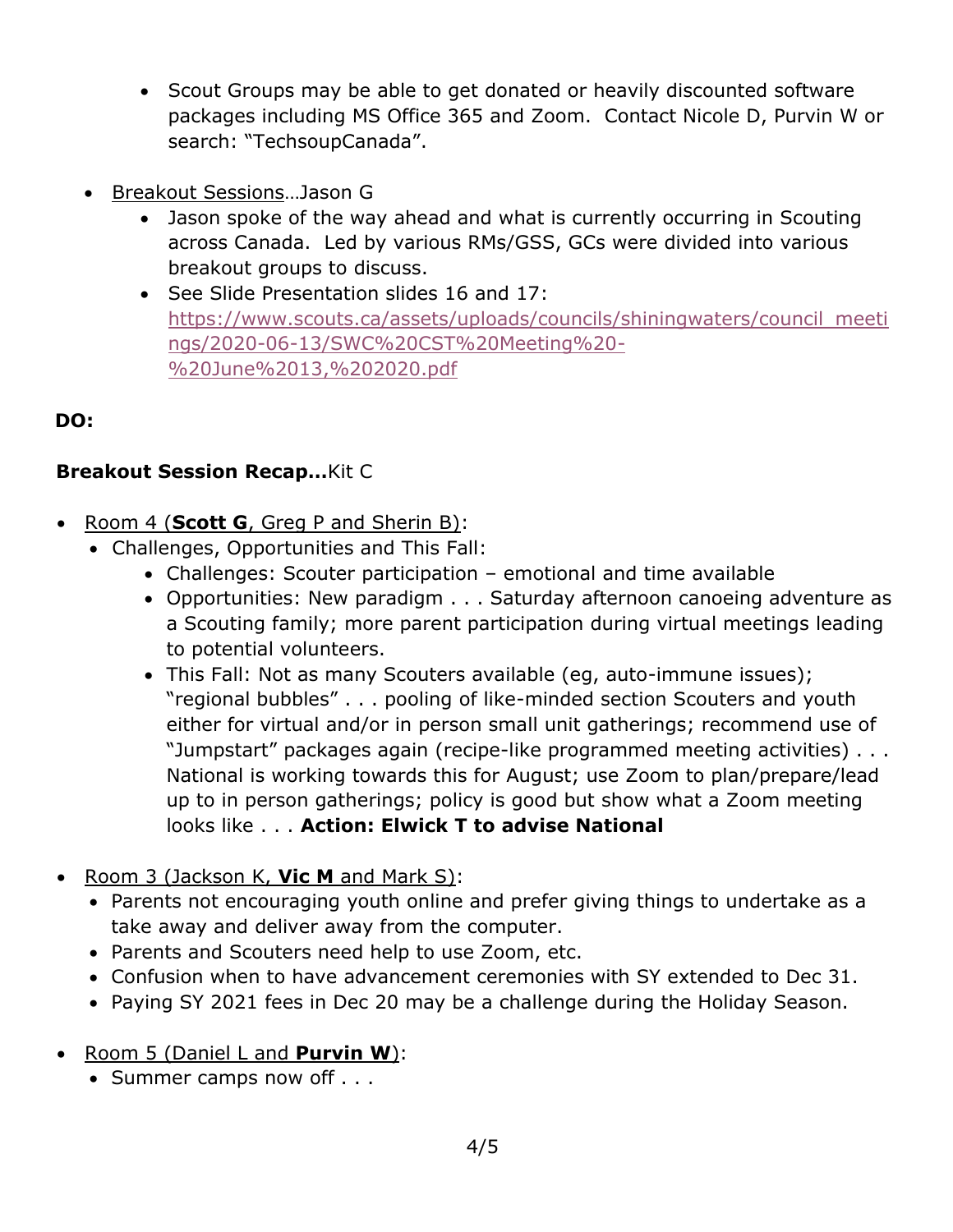- Scout Groups may be able to get donated or heavily discounted software packages including MS Office 365 and Zoom. Contact Nicole D, Purvin W or search: "TechsoupCanada".

- Breakout Sessions…Jason G
  - Jason spoke of the way ahead and what is currently occurring in Scouting across Canada. Led by various RMs/GSS, GCs were divided into various breakout groups to discuss.
  - See Slide Presentation slides 16 and 17: [https://www.scouts.ca/assets/uploads/councils/shiningwaters/council_meetings/2020-06-13/SWC%20CST%20Meeting%20-%20June%2013,%202020.pdf](https://www.scouts.ca/assets/uploads/councils/shiningwaters/council_meetings/2020-06-13/SWC%20CST%20Meeting%20-%20June%2013,%202020.pdf)

**DO:**

**Breakout Session Recap…**Kit C

- Room 4 (**Scott G**, Greg P and Sherin B):
  - Challenges, Opportunities and This Fall:
    - Challenges: Scouter participation – emotional and time available
    - Opportunities: New paradigm . . . Saturday afternoon canoeing adventure as a Scouting family; more parent participation during virtual meetings leading to potential volunteers.
    - This Fall: Not as many Scouters available (eg, auto-immune issues); "regional bubbles" . . . pooling of like-minded section Scouters and youth either for virtual and/or in person small unit gatherings; recommend use of "Jumpstart" packages again (recipe-like programmed meeting activities) . . . National is working towards this for August; use Zoom to plan/prepare/lead up to in person gatherings; policy is good but show what a Zoom meeting looks like . . . **Action: Elwick T to advise National**

- Room 3 (Jackson K, **Vic M** and Mark S):
  - Parents not encouraging youth online and prefer giving things to undertake as a take away and deliver away from the computer.
  - Parents and Scouters need help to use Zoom, etc.
  - Confusion when to have advancement ceremonies with SY extended to Dec 31.
  - Paying SY 2021 fees in Dec 20 may be a challenge during the Holiday Season.

- Room 5 (Daniel L and **Purvin W**):
  - Summer camps now off . . .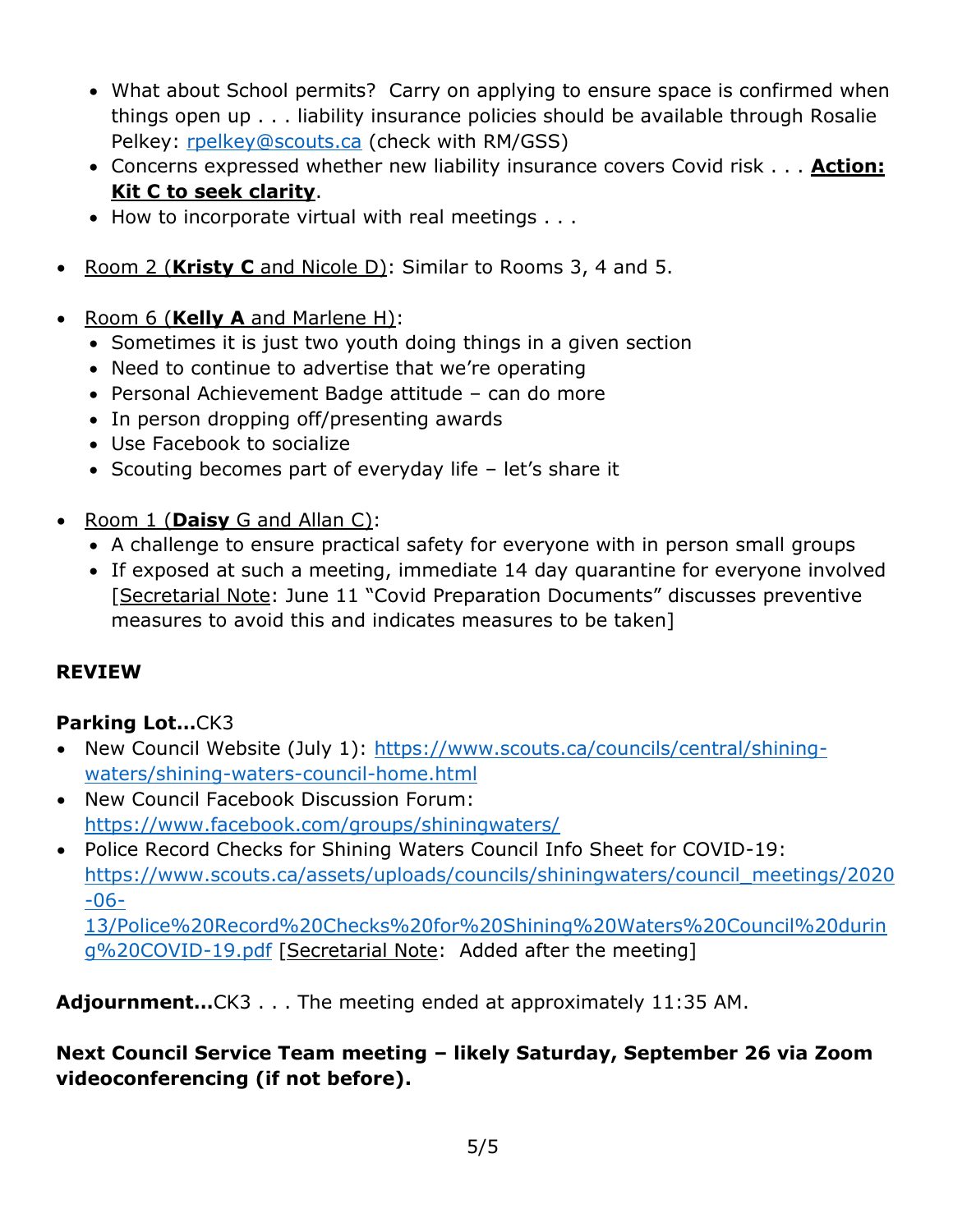- What about School permits? Carry on applying to ensure space is confirmed when things open up . . . liability insurance policies should be available through Rosalie Pelkey: rpelkey@scouts.ca (check with RM/GSS)
- Concerns expressed whether new liability insurance covers Covid risk . . . **Action: Kit C to seek clarity**.
- How to incorporate virtual with real meetings . . .

- Room 2 (**Kristy C** and Nicole D): Similar to Rooms 3, 4 and 5.

- Room 6 (**Kelly A** and Marlene H):
  - Sometimes it is just two youth doing things in a given section
  - Need to continue to advertise that we're operating
  - Personal Achievement Badge attitude – can do more
  - In person dropping off/presenting awards
  - Use Facebook to socialize
  - Scouting becomes part of everyday life – let's share it

- Room 1 (**Daisy** G and Allan C):
  - A challenge to ensure practical safety for everyone with in person small groups
  - If exposed at such a meeting, immediate 14 day quarantine for everyone involved [Secretarial Note: June 11 "Covid Preparation Documents" discusses preventive measures to avoid this and indicates measures to be taken]

**REVIEW**

**Parking Lot…**CK3

- New Council Website (July 1): https://www.scouts.ca/councils/central/shining-waters/shining-waters-council-home.html
- New Council Facebook Discussion Forum: https://www.facebook.com/groups/shiningwaters/
- Police Record Checks for Shining Waters Council Info Sheet for COVID-19: https://www.scouts.ca/assets/uploads/councils/shiningwaters/council_meetings/2020-06-13/Police%20Record%20Checks%20for%20Shining%20Waters%20Council%20during%20COVID-19.pdf [Secretarial Note: Added after the meeting]

**Adjournment…**CK3 . . . The meeting ended at approximately 11:35 AM.

**Next Council Service Team meeting – likely Saturday, September 26 via Zoom videoconferencing (if not before).**